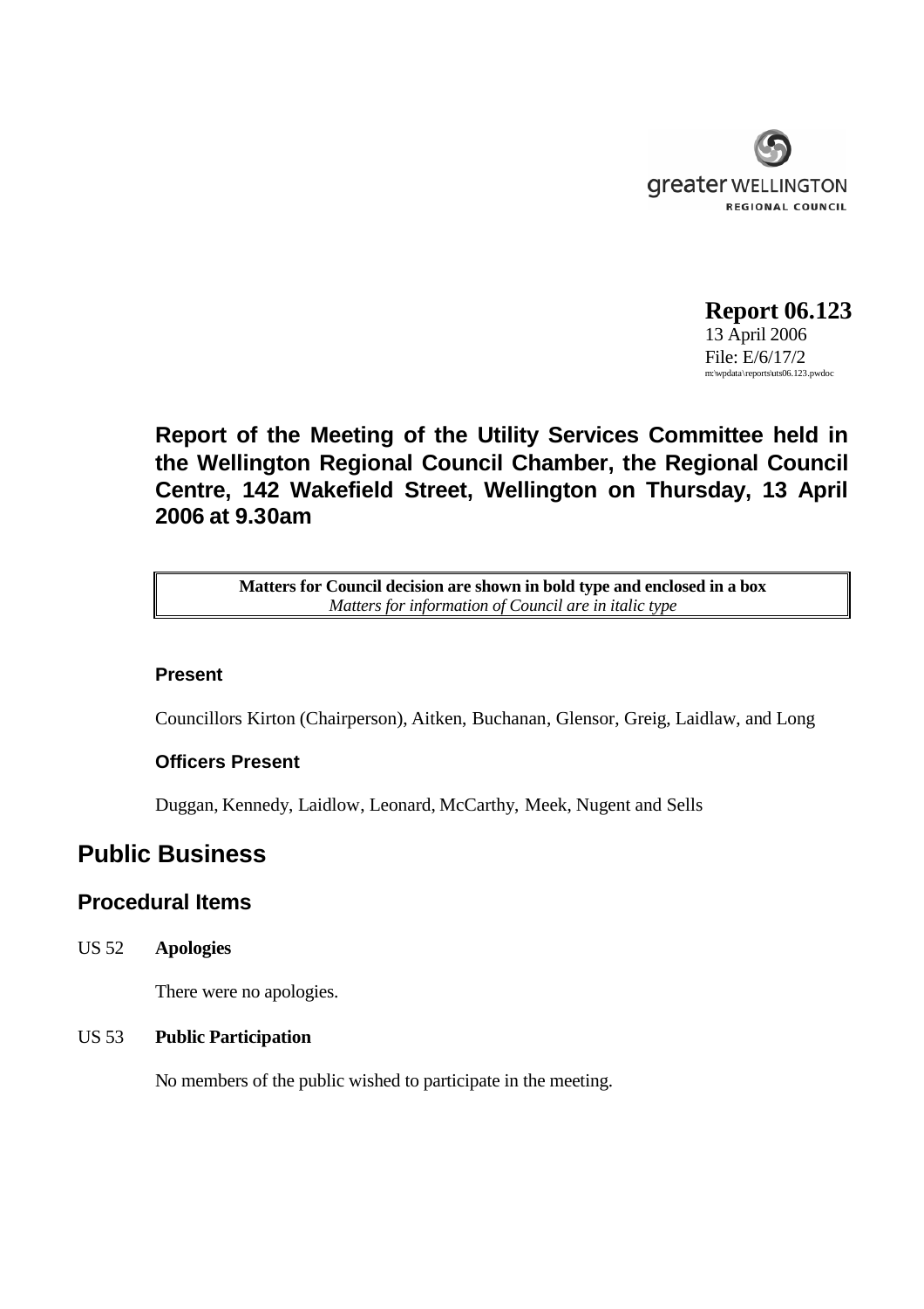greater WELLINGTON
REGIONAL COUNCIL

**Report 06.123**
13 April 2006
File: E/6/17/2
m:\wpdata\reports\uts06.123.pwdoc

# Report of the Meeting of the Utility Services Committee held in the Wellington Regional Council Chamber, the Regional Council Centre, 142 Wakefield Street, Wellington on Thursday, 13 April 2006 at 9.30am

| **Matters for Council decision are shown in bold type and enclosed in a box** *Matters for information of Council are in italic type* |
|---|

### Present

Councillors Kirton (Chairperson), Aitken, Buchanan, Glensor, Greig, Laidlaw, and Long

### Officers Present

Duggan, Kennedy, Laidlow, Leonard, McCarthy, Meek, Nugent and Sells

# Public Business

## Procedural Items

US 52 **Apologies**

There were no apologies.

US 53 **Public Participation**

No members of the public wished to participate in the meeting.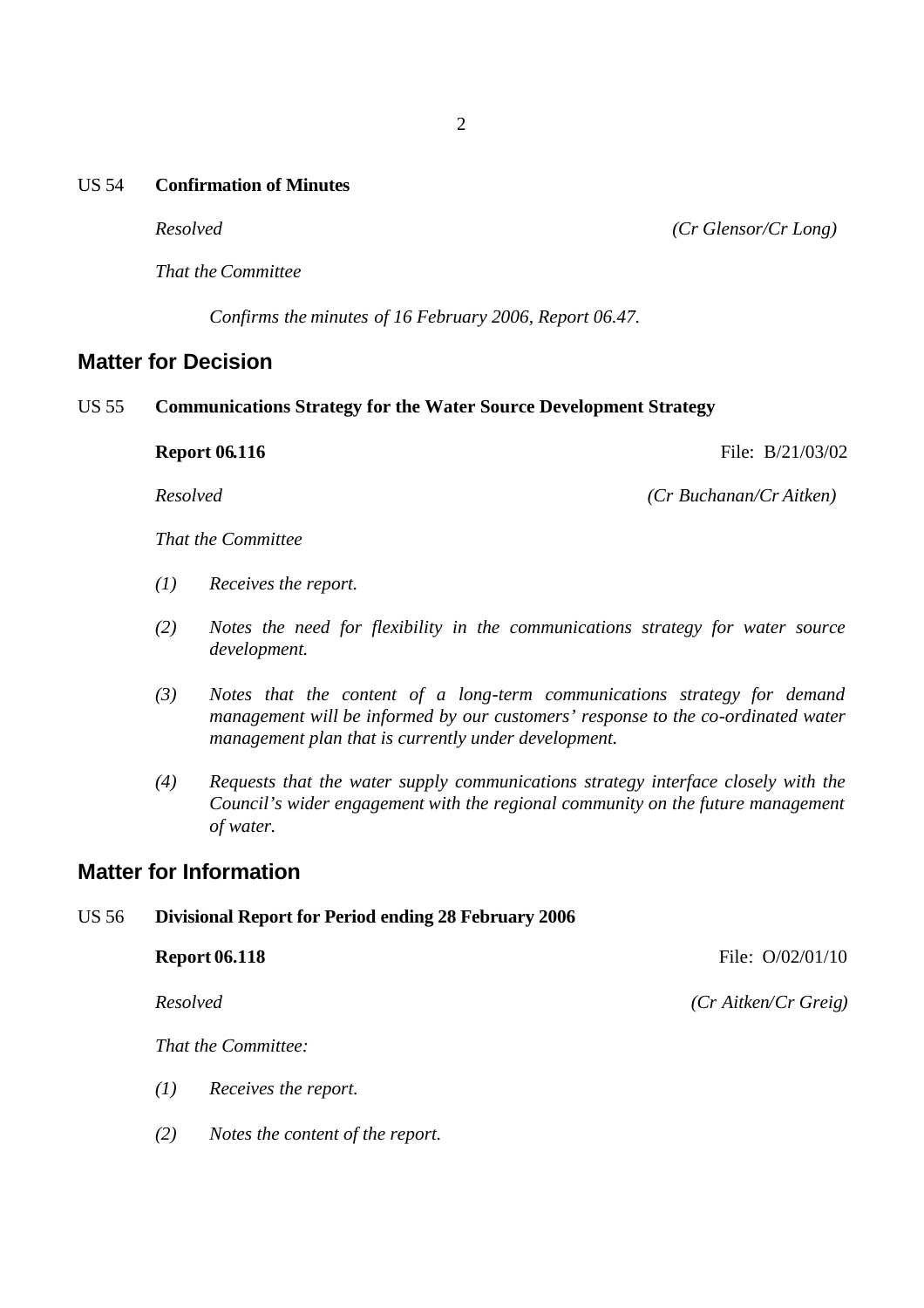US 54 **Confirmation of Minutes**

*Resolved* *(Cr Glensor/Cr Long)*

*That the Committee*

*Confirms the minutes of 16 February 2006, Report 06.47.*

## Matter for Decision

US 55 **Communications Strategy for the Water Source Development Strategy**

**Report 06.116** File: B/21/03/02

*Resolved* *(Cr Buchanan/Cr Aitken)*

*That the Committee*

*(1) Receives the report.*

*(2) Notes the need for flexibility in the communications strategy for water source development.*

*(3) Notes that the content of a long-term communications strategy for demand management will be informed by our customers' response to the co-ordinated water management plan that is currently under development.*

*(4) Requests that the water supply communications strategy interface closely with the Council's wider engagement with the regional community on the future management of water.*

## Matter for Information

US 56 **Divisional Report for Period ending 28 February 2006**

**Report 06.118** File: O/02/01/10

*Resolved* *(Cr Aitken/Cr Greig)*

*That the Committee:*

*(1) Receives the report.*

*(2) Notes the content of the report.*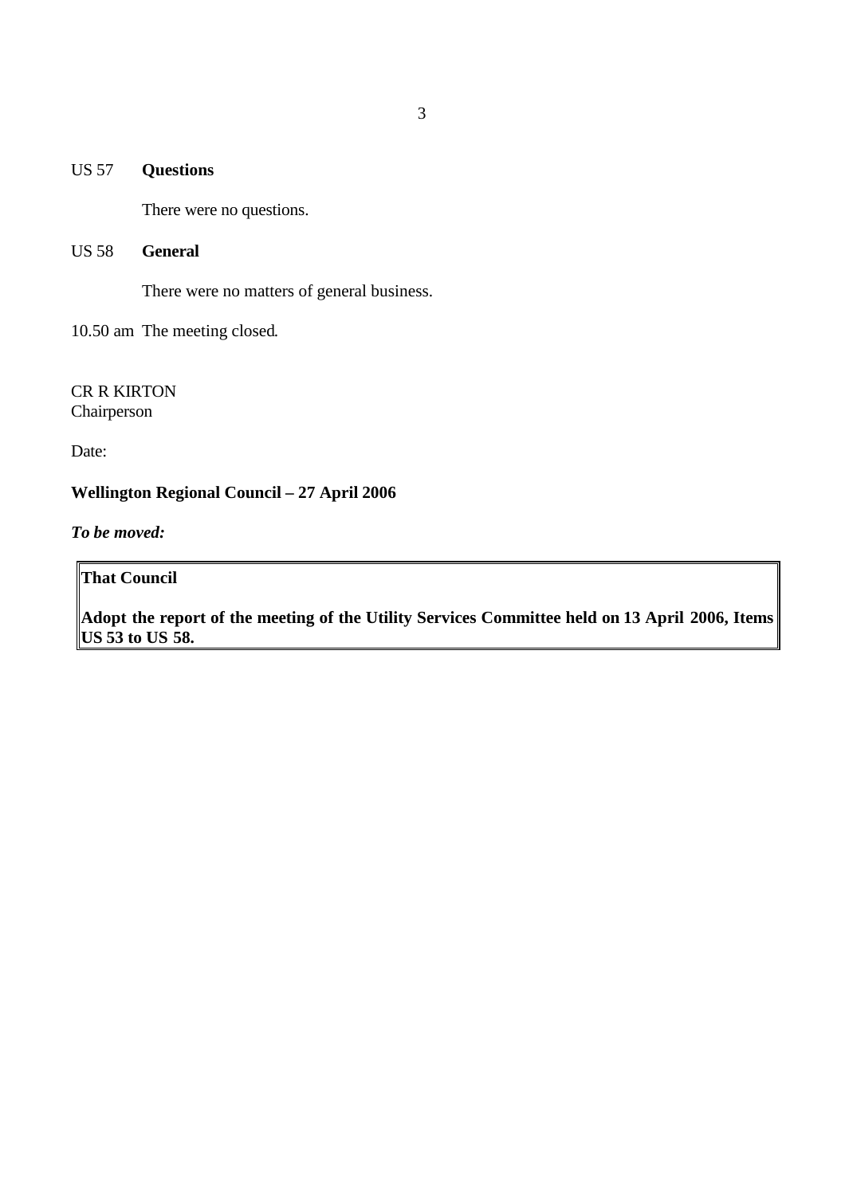US 57 **Questions**

There were no questions.

US 58 **General**

There were no matters of general business.

10.50 am The meeting closed.

CR R KIRTON
Chairperson

Date:

**Wellington Regional Council – 27 April 2006**

***To be moved:***

**That Council**

**Adopt the report of the meeting of the Utility Services Committee held on 13 April 2006, Items US 53 to US 58.**